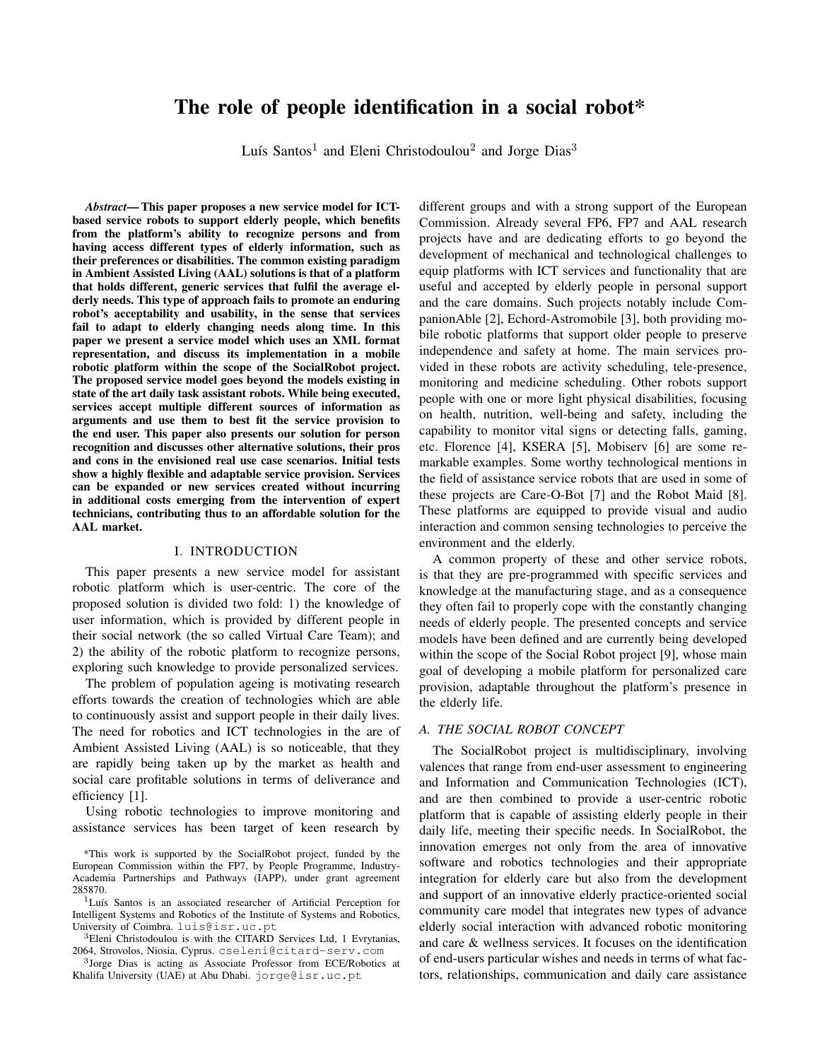# The role of people identification in a social robot*

Luís Santos[1] and Eleni Christodoulou[2] and Jorge Dias[3]

***Abstract*— This paper proposes a new service model for ICT-based service robots to support elderly people, which benefits from the platform's ability to recognize persons and from having access different types of elderly information, such as their preferences or disabilities. The common existing paradigm in Ambient Assisted Living (AAL) solutions is that of a platform that holds different, generic services that fulfil the average elderly needs. This type of approach fails to promote an enduring robot's acceptability and usability, in the sense that services fail to adapt to elderly changing needs along time. In this paper we present a service model which uses an XML format representation, and discuss its implementation in a mobile robotic platform within the scope of the SocialRobot project. The proposed service model goes beyond the models existing in state of the art daily task assistant robots. While being executed, services accept multiple different sources of information as arguments and use them to best fit the service provision to the end user. This paper also presents our solution for person recognition and discusses other alternative solutions, their pros and cons in the envisioned real use case scenarios. Initial tests show a highly flexible and adaptable service provision. Services can be expanded or new services created without incurring in additional costs emerging from the intervention of expert technicians, contributing thus to an affordable solution for the AAL market.**

## I. INTRODUCTION

This paper presents a new service model for assistant robotic platform which is user-centric. The core of the proposed solution is divided two fold: 1) the knowledge of user information, which is provided by different people in their social network (the so called Virtual Care Team); and 2) the ability of the robotic platform to recognize persons, exploring such knowledge to provide personalized services.

The problem of population ageing is motivating research efforts towards the creation of technologies which are able to continuously assist and support people in their daily lives. The need for robotics and ICT technologies in the are of Ambient Assisted Living (AAL) is so noticeable, that they are rapidly being taken up by the market as health and social care profitable solutions in terms of deliverance and efficiency [1].

Using robotic technologies to improve monitoring and assistance services has been target of keen research by different groups and with a strong support of the European Commission. Already several FP6, FP7 and AAL research projects have and are dedicating efforts to go beyond the development of mechanical and technological challenges to equip platforms with ICT services and functionality that are useful and accepted by elderly people in personal support and the care domains. Such projects notably include CompanionAble [2], Echord-Astromobile [3], both providing mobile robotic platforms that support older people to preserve independence and safety at home. The main services provided in these robots are activity scheduling, tele-presence, monitoring and medicine scheduling. Other robots support people with one or more light physical disabilities, focusing on health, nutrition, well-being and safety, including the capability to monitor vital signs or detecting falls, gaming, etc. Florence [4], KSERA [5], Mobiserv [6] are some remarkable examples. Some worthy technological mentions in the field of assistance service robots that are used in some of these projects are Care-O-Bot [7] and the Robot Maid [8]. These platforms are equipped to provide visual and audio interaction and common sensing technologies to perceive the environment and the elderly.

A common property of these and other service robots, is that they are pre-programmed with specific services and knowledge at the manufacturing stage, and as a consequence they often fail to properly cope with the constantly changing needs of elderly people. The presented concepts and service models have been defined and are currently being developed within the scope of the Social Robot project [9], whose main goal of developing a mobile platform for personalized care provision, adaptable throughout the platform's presence in the elderly life.

### A. THE SOCIAL ROBOT CONCEPT

The SocialRobot project is multidisciplinary, involving valences that range from end-user assessment to engineering and Information and Communication Technologies (ICT), and are then combined to provide a user-centric robotic platform that is capable of assisting elderly people in their daily life, meeting their specific needs. In SocialRobot, the innovation emerges not only from the area of innovative software and robotics technologies and their appropriate integration for elderly care but also from the development and support of an innovative elderly practice-oriented social community care model that integrates new types of advance elderly social interaction with advanced robotic monitoring and care & wellness services. It focuses on the identification of end-users particular wishes and needs in terms of what factors, relationships, communication and daily care assistance

*This work is supported by the SocialRobot project, funded by the European Commission within the FP7, by People Programme, Industry-Academia Partnerships and Pathways (IAPP), under grant agreement 285870.

[1]Luís Santos is an associated researcher of Artificial Perception for Intelligent Systems and Robotics of the Institute of Systems and Robotics, University of Coimbra. luis@isr.uc.pt

[3]Eleni Christodoulou is with the CITARD Services Ltd, 1 Evrytanias, 2064, Strovolos, Niosia, Cyprus. cseleni@citard-serv.com

[3]Jorge Dias is acting as Associate Professor from ECE/Robotics at Khalifa University (UAE) at Abu Dhabi. jorge@isr.uc.pt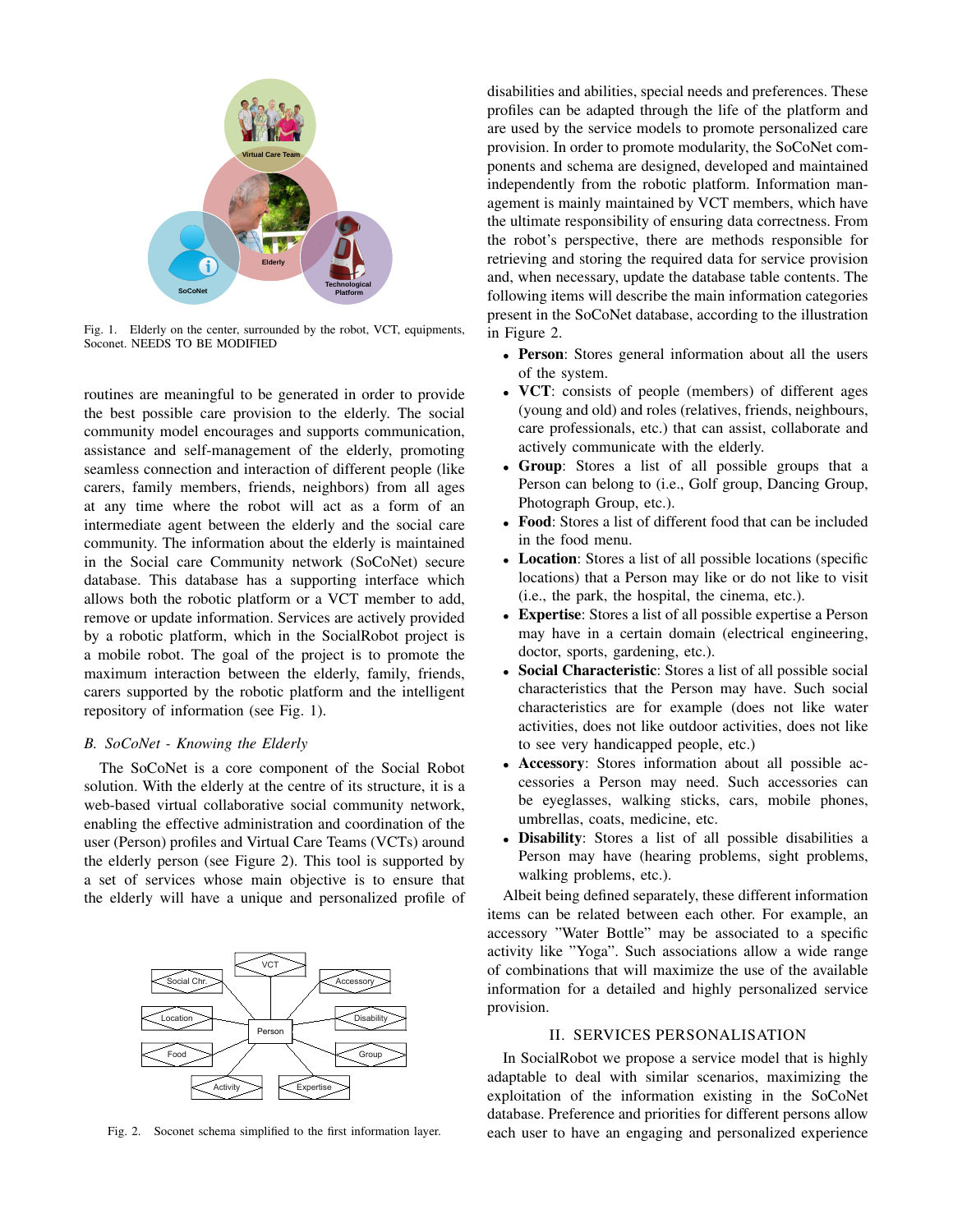Fig. 1. Elderly on the center, surrounded by the robot, VCT, equipments, Soconet. NEEDS TO BE MODIFIED

routines are meaningful to be generated in order to provide the best possible care provision to the elderly. The social community model encourages and supports communication, assistance and self-management of the elderly, promoting seamless connection and interaction of different people (like carers, family members, friends, neighbors) from all ages at any time where the robot will act as a form of an intermediate agent between the elderly and the social care community. The information about the elderly is maintained in the Social care Community network (SoCoNet) secure database. This database has a supporting interface which allows both the robotic platform or a VCT member to add, remove or update information. Services are actively provided by a robotic platform, which in the SocialRobot project is a mobile robot. The goal of the project is to promote the maximum interaction between the elderly, family, friends, carers supported by the robotic platform and the intelligent repository of information (see Fig. 1).

### B. SoCoNet - Knowing the Elderly

The SoCoNet is a core component of the Social Robot solution. With the elderly at the centre of its structure, it is a web-based virtual collaborative social community network, enabling the effective administration and coordination of the user (Person) profiles and Virtual Care Teams (VCTs) around the elderly person (see Figure 2). This tool is supported by a set of services whose main objective is to ensure that the elderly will have a unique and personalized profile of

Fig. 2. Soconet schema simplified to the first information layer.

disabilities and abilities, special needs and preferences. These profiles can be adapted through the life of the platform and are used by the service models to promote personalized care provision. In order to promote modularity, the SoCoNet components and schema are designed, developed and maintained independently from the robotic platform. Information management is mainly maintained by VCT members, which have the ultimate responsibility of ensuring data correctness. From the robot's perspective, there are methods responsible for retrieving and storing the required data for service provision and, when necessary, update the database table contents. The following items will describe the main information categories present in the SoCoNet database, according to the illustration in Figure 2.

- **Person**: Stores general information about all the users of the system.
- **VCT**: consists of people (members) of different ages (young and old) and roles (relatives, friends, neighbours, care professionals, etc.) that can assist, collaborate and actively communicate with the elderly.
- **Group**: Stores a list of all possible groups that a Person can belong to (i.e., Golf group, Dancing Group, Photograph Group, etc.).
- **Food**: Stores a list of different food that can be included in the food menu.
- **Location**: Stores a list of all possible locations (specific locations) that a Person may like or do not like to visit (i.e., the park, the hospital, the cinema, etc.).
- **Expertise**: Stores a list of all possible expertise a Person may have in a certain domain (electrical engineering, doctor, sports, gardening, etc.).
- **Social Characteristic**: Stores a list of all possible social characteristics that the Person may have. Such social characteristics are for example (does not like water activities, does not like outdoor activities, does not like to see very handicapped people, etc.)
- **Accessory**: Stores information about all possible accessories a Person may need. Such accessories can be eyeglasses, walking sticks, cars, mobile phones, umbrellas, coats, medicine, etc.
- **Disability**: Stores a list of all possible disabilities a Person may have (hearing problems, sight problems, walking problems, etc.).

Albeit being defined separately, these different information items can be related between each other. For example, an accessory "Water Bottle" may be associated to a specific activity like "Yoga". Such associations allow a wide range of combinations that will maximize the use of the available information for a detailed and highly personalized service provision.

## II. SERVICES PERSONALISATION

In SocialRobot we propose a service model that is highly adaptable to deal with similar scenarios, maximizing the exploitation of the information existing in the SoCoNet database. Preference and priorities for different persons allow each user to have an engaging and personalized experience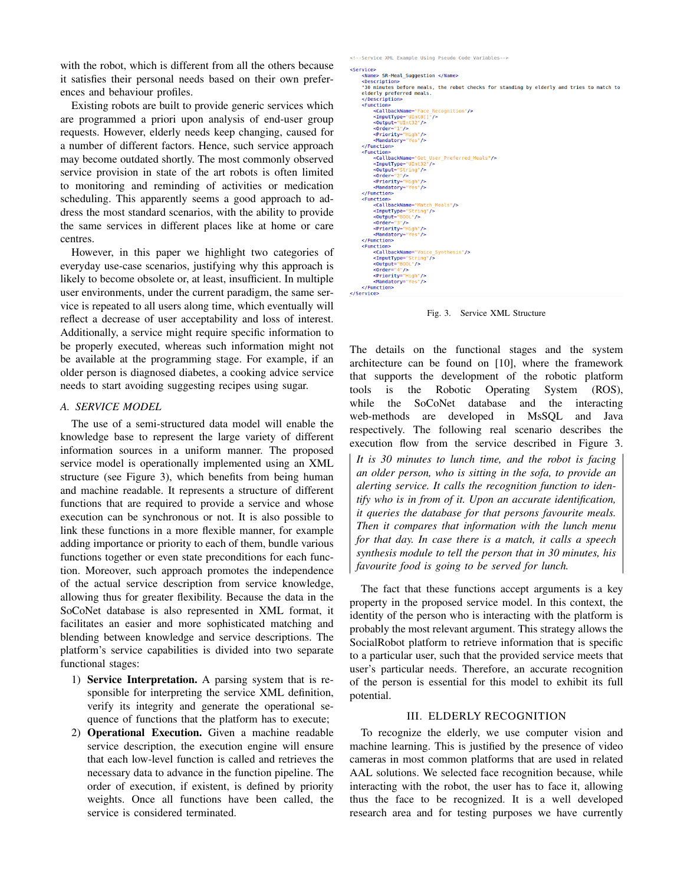with the robot, which is different from all the others because it satisfies their personal needs based on their own preferences and behaviour profiles.

Existing robots are built to provide generic services which are programmed a priori upon analysis of end-user group requests. However, elderly needs keep changing, caused for a number of different factors. Hence, such service approach may become outdated shortly. The most commonly observed service provision in state of the art robots is often limited to monitoring and reminding of activities or medication scheduling. This apparently seems a good approach to address the most standard scenarios, with the ability to provide the same services in different places like at home or care centres.

However, in this paper we highlight two categories of everyday use-case scenarios, justifying why this approach is likely to become obsolete or, at least, insufficient. In multiple user environments, under the current paradigm, the same service is repeated to all users along time, which eventually will reflect a decrease of user acceptability and loss of interest. Additionally, a service might require specific information to be properly executed, whereas such information might not be available at the programming stage. For example, if an older person is diagnosed diabetes, a cooking advice service needs to start avoiding suggesting recipes using sugar.

### A. SERVICE MODEL

The use of a semi-structured data model will enable the knowledge base to represent the large variety of different information sources in a uniform manner. The proposed service model is operationally implemented using an XML structure (see Figure 3), which benefits from being human and machine readable. It represents a structure of different functions that are required to provide a service and whose execution can be synchronous or not. It is also possible to link these functions in a more flexible manner, for example adding importance or priority to each of them, bundle various functions together or even state preconditions for each function. Moreover, such approach promotes the independence of the actual service description from service knowledge, allowing thus for greater flexibility. Because the data in the SoCoNet database is also represented in XML format, it facilitates an easier and more sophisticated matching and blending between knowledge and service descriptions. The platform's service capabilities is divided into two separate functional stages:

1) **Service Interpretation.** A parsing system that is responsible for interpreting the service XML definition, verify its integrity and generate the operational sequence of functions that the platform has to execute;
2) **Operational Execution.** Given a machine readable service description, the execution engine will ensure that each low-level function is called and retrieves the necessary data to advance in the function pipeline. The order of execution, if existent, is defined by priority weights. Once all functions have been called, the service is considered terminated.

```
<!--Service XML Example Using Pseudo Code Variables-->

<Service>
    <Name> SR-Meal_Suggestion </Name>
    <Description>
    "30 minutes before meals, the robot checks for standing by elderly and tries to match to
    elderly preferred meals.
    </Description>
    <Function>
        <CallbackName="Face_Recognition"/>
        <InputType="UInt8[]"/>
        <Output="UInt32"/>
        <Order="1"/>
        <Priority="High"/>
        <Mandatory="Yes"/>
    </Function>
    <Function>
        <CallbackName="Get_User_Preferred_Meals"/>
        <InputType="UInt32"/>
        <Output="String"/>
        <Order="2"/>
        <Priority="High"/>
        <Mandatory="Yes"/>
    </Function>
    <Function>
        <CallbackName="Match_Meals"/>
        <InputType="String"/>
        <Output="BOOL"/>
        <Order="3"/>
        <Priority="High"/>
        <Mandatory="Yes"/>
    </Function>
    <Function>
        <CallbackName="Voice_Synthesis"/>
        <InputType="String"/>
        <Output="BOOL"/>
        <Order="4"/>
        <Priority="High"/>
        <Mandatory="Yes"/>
    </Function>
</Service>
```

Fig. 3. Service XML Structure

The details on the functional stages and the system architecture can be found on [10], where the framework that supports the development of the robotic platform tools is the Robotic Operating System (ROS), while the SoCoNet database and the interacting web-methods are developed in MsSQL and Java respectively. The following real scenario describes the execution flow from the service described in Figure 3.

> *It is 30 minutes to lunch time, and the robot is facing an older person, who is sitting in the sofa, to provide an alerting service. It calls the recognition function to identify who is in from of it. Upon an accurate identification, it queries the database for that persons favourite meals. Then it compares that information with the lunch menu for that day. In case there is a match, it calls a speech synthesis module to tell the person that in 30 minutes, his favourite food is going to be served for lunch.*

The fact that these functions accept arguments is a key property in the proposed service model. In this context, the identity of the person who is interacting with the platform is probably the most relevant argument. This strategy allows the SocialRobot platform to retrieve information that is specific to a particular user, such that the provided service meets that user's particular needs. Therefore, an accurate recognition of the person is essential for this model to exhibit its full potential.

## III. ELDERLY RECOGNITION

To recognize the elderly, we use computer vision and machine learning. This is justified by the presence of video cameras in most common platforms that are used in related AAL solutions. We selected face recognition because, while interacting with the robot, the user has to face it, allowing thus the face to be recognized. It is a well developed research area and for testing purposes we have currently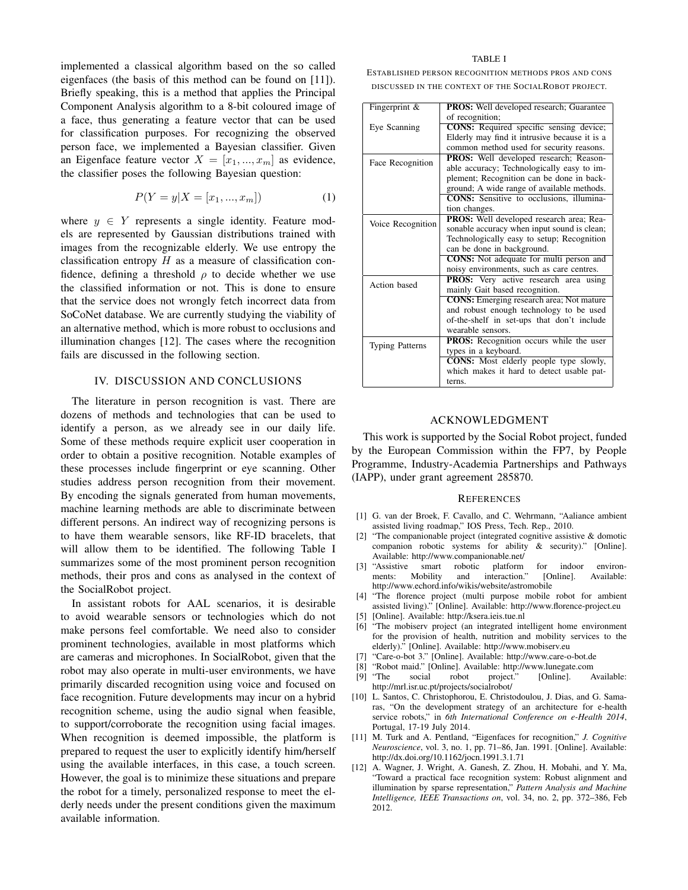implemented a classical algorithm based on the so called eigenfaces (the basis of this method can be found on [11]). Briefly speaking, this is a method that applies the Principal Component Analysis algorithm to a 8-bit coloured image of a face, thus generating a feature vector that can be used for classification purposes. For recognizing the observed person face, we implemented a Bayesian classifier. Given an Eigenface feature vector $X = [x_1, ..., x_m]$ as evidence, the classifier poses the following Bayesian question:

$$P(Y = y|X = [x_1, ..., x_m]) \tag{1}$$

where $y \in Y$ represents a single identity. Feature models are represented by Gaussian distributions trained with images from the recognizable elderly. We use entropy the classification entropy $H$ as a measure of classification confidence, defining a threshold $\rho$ to decide whether we use the classified information or not. This is done to ensure that the service does not wrongly fetch incorrect data from SoCoNet database. We are currently studying the viability of an alternative method, which is more robust to occlusions and illumination changes [12]. The cases where the recognition fails are discussed in the following section.

## IV. Discussion and Conclusions

The literature in person recognition is vast. There are dozens of methods and technologies that can be used to identify a person, as we already see in our daily life. Some of these methods require explicit user cooperation in order to obtain a positive recognition. Notable examples of these processes include fingerprint or eye scanning. Other studies address person recognition from their movement. By encoding the signals generated from human movements, machine learning methods are able to discriminate between different persons. An indirect way of recognizing persons is to have them wearable sensors, like RF-ID bracelets, that will allow them to be identified. The following Table I summarizes some of the most prominent person recognition methods, their pros and cons as analysed in the context of the SocialRobot project.

In assistant robots for AAL scenarios, it is desirable to avoid wearable sensors or technologies which do not make persons feel comfortable. We need also to consider prominent technologies, available in most platforms which are cameras and microphones. In SocialRobot, given that the robot may also operate in multi-user environments, we have primarily discarded recognition using voice and focused on face recognition. Future developments may incur on a hybrid recognition scheme, using the audio signal when feasible, to support/corroborate the recognition using facial images. When recognition is deemed impossible, the platform is prepared to request the user to explicitly identify him/herself using the available interfaces, in this case, a touch screen. However, the goal is to minimize these situations and prepare the robot for a timely, personalized response to meet the elderly needs under the present conditions given the maximum available information.

TABLE I

Established person recognition methods pros and cons discussed in the context of the SocialRobot project.

| | |
|---|---|
| Fingerprint & Eye Scanning | **PROS:** Well developed research; Guarantee of recognition; |
| | **CONS:** Required specific sensing device; Elderly may find it intrusive because it is a common method used for security reasons. |
| Face Recognition | **PROS:** Well developed research; Reasonable accuracy; Technologically easy to implement; Recognition can be done in background; A wide range of available methods. |
| | **CONS:** Sensitive to occlusions, illumination changes. |
| Voice Recognition | **PROS:** Well developed research area; Reasonable accuracy when input sound is clean; Technologically easy to setup; Recognition can be done in background. |
| | **CONS:** Not adequate for multi person and noisy environments, such as care centres. |
| Action based | **PROS:** Very active research area using mainly Gait based recognition. |
| | **CONS:** Emerging research area; Not mature and robust enough technology to be used of-the-shelf in set-ups that don't include wearable sensors. |
| Typing Patterns | **PROS:** Recognition occurs while the user types in a keyboard. |
| | **CONS:** Most elderly people type slowly, which makes it hard to detect usable patterns. |

## Acknowledgment

This work is supported by the Social Robot project, funded by the European Commission within the FP7, by People Programme, Industry-Academia Partnerships and Pathways (IAPP), under grant agreement 285870.

## References

[1] G. van der Broek, F. Cavallo, and C. Wehrmann, "Aaliance ambient assisted living roadmap," IOS Press, Tech. Rep., 2010.

[2] "The companionable project (integrated cognitive assistive & domotic companion robotic systems for ability & security)." [Online]. Available: http://www.companionable.net/

[3] "Assistive smart robotic platform for indoor environments: Mobility and interaction." [Online]. Available: http://www.echord.info/wikis/website/astromobile

[4] "The florence project (multi purpose mobile robot for ambient assisted living)." [Online]. Available: http://www.florence-project.eu

[5] [Online]. Available: http://ksera.ieis.tue.nl

[6] "The mobiserv project (an integrated intelligent home environment for the provision of health, nutrition and mobility services to the elderly)." [Online]. Available: http://www.mobiserv.eu

[7] "Care-o-bot 3." [Online]. Available: http://www.care-o-bot.de

[8] "Robot maid." [Online]. Available: http://www.lunegate.com

[9] "The social robot project." [Online]. Available: http://mrl.isr.uc.pt/projects/socialrobot/

[10] L. Santos, C. Christophorou, E. Christodoulou, J. Dias, and G. Samaras, "On the development strategy of an architecture for e-health service robots," in *6th International Conference on e-Health 2014*, Portugal, 17-19 July 2014.

[11] M. Turk and A. Pentland, "Eigenfaces for recognition," *J. Cognitive Neuroscience*, vol. 3, no. 1, pp. 71–86, Jan. 1991. [Online]. Available: http://dx.doi.org/10.1162/jocn.1991.3.1.71

[12] A. Wagner, J. Wright, A. Ganesh, Z. Zhou, H. Mobahi, and Y. Ma, "Toward a practical face recognition system: Robust alignment and illumination by sparse representation," *Pattern Analysis and Machine Intelligence, IEEE Transactions on*, vol. 34, no. 2, pp. 372–386, Feb 2012.